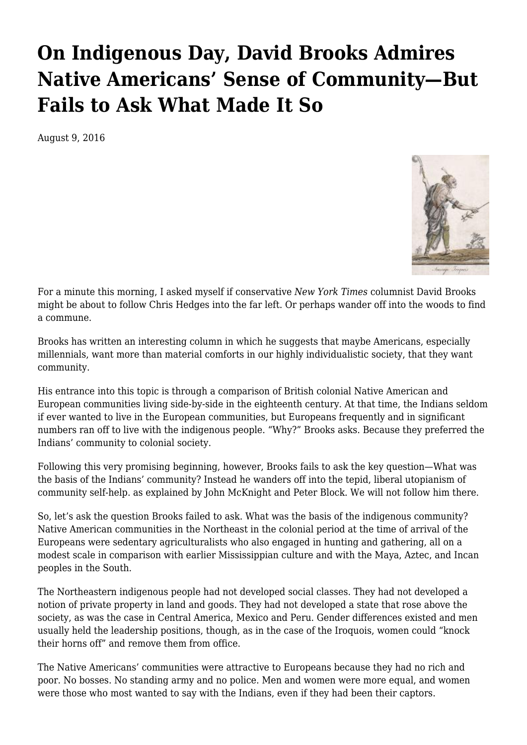# On Indigenous Day, David Brooks Admires Native Americans' Sense of Community—But Fails to Ask What Made It So

August 9, 2016

For a minute this morning, I asked myself if conservative *New York Times* columnist David Brooks might be about to follow Chris Hedges into the far left. Or perhaps wander off into the woods to find a commune.

Brooks has written an interesting column in which he suggests that maybe Americans, especially millennials, want more than material comforts in our highly individualistic society, that they want community.

His entrance into this topic is through a comparison of British colonial Native American and European communities living side-by-side in the eighteenth century. At that time, the Indians seldom if ever wanted to live in the European communities, but Europeans frequently and in significant numbers ran off to live with the indigenous people. "Why?" Brooks asks. Because they preferred the Indians' community to colonial society.

Following this very promising beginning, however, Brooks fails to ask the key question—What was the basis of the Indians' community? Instead he wanders off into the tepid, liberal utopianism of community self-help. as explained by John McKnight and Peter Block. We will not follow him there.

So, let's ask the question Brooks failed to ask. What was the basis of the indigenous community? Native American communities in the Northeast in the colonial period at the time of arrival of the Europeans were sedentary agriculturalists who also engaged in hunting and gathering, all on a modest scale in comparison with earlier Mississippian culture and with the Maya, Aztec, and Incan peoples in the South.

The Northeastern indigenous people had not developed social classes. They had not developed a notion of private property in land and goods. They had not developed a state that rose above the society, as was the case in Central America, Mexico and Peru. Gender differences existed and men usually held the leadership positions, though, as in the case of the Iroquois, women could "knock their horns off" and remove them from office.

The Native Americans' communities were attractive to Europeans because they had no rich and poor. No bosses. No standing army and no police. Men and women were more equal, and women were those who most wanted to say with the Indians, even if they had been their captors.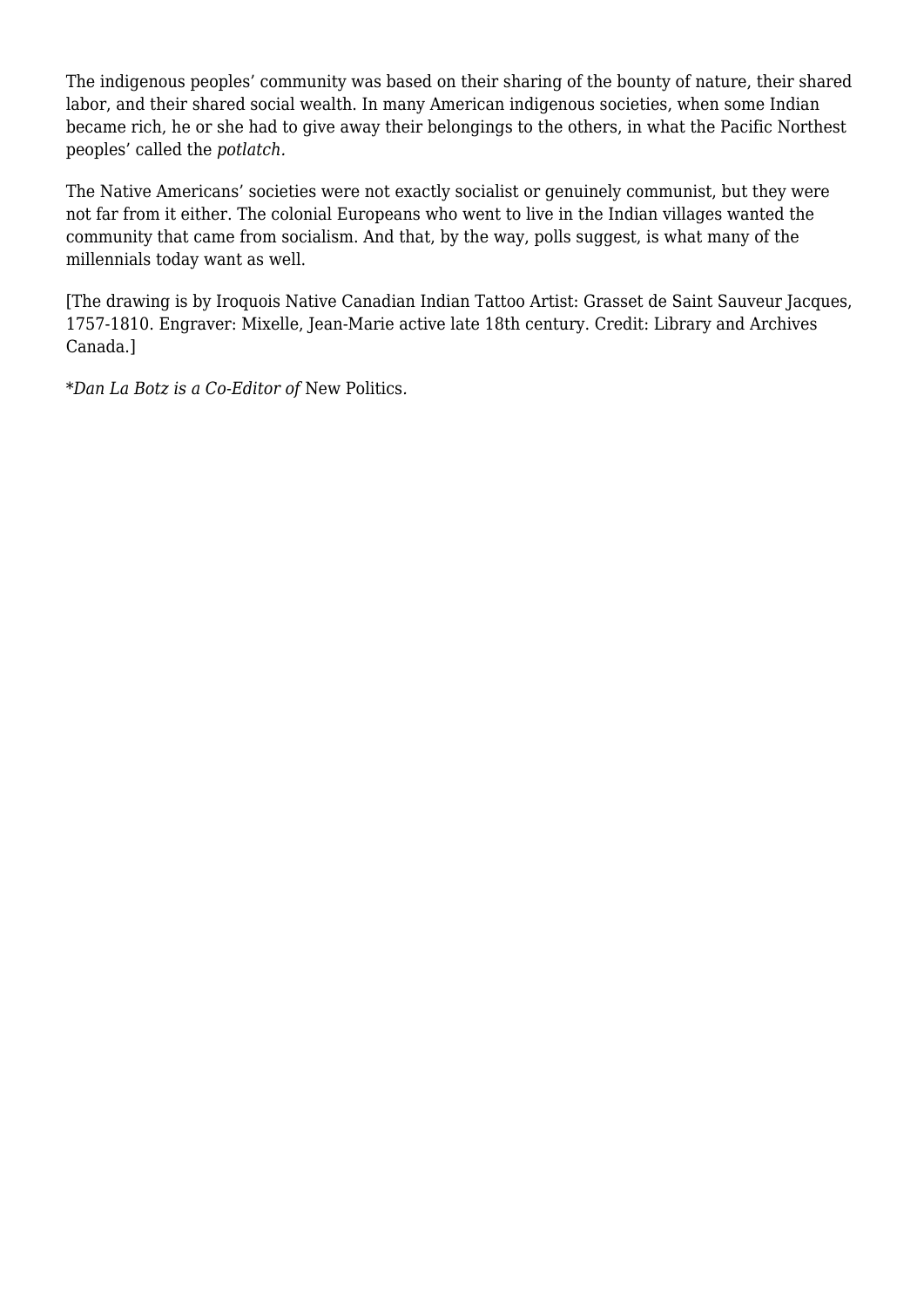The indigenous peoples' community was based on their sharing of the bounty of nature, their shared labor, and their shared social wealth. In many American indigenous societies, when some Indian became rich, he or she had to give away their belongings to the others, in what the Pacific Northest peoples' called the *potlatch.*

The Native Americans' societies were not exactly socialist or genuinely communist, but they were not far from it either. The colonial Europeans who went to live in the Indian villages wanted the community that came from socialism. And that, by the way, polls suggest, is what many of the millennials today want as well.

[The drawing is by Iroquois Native Canadian Indian Tattoo Artist: Grasset de Saint Sauveur Jacques, 1757-1810. Engraver: Mixelle, Jean-Marie active late 18th century. Credit: Library and Archives Canada.]

**Dan La Botz is a Co-Editor of* New Politics.